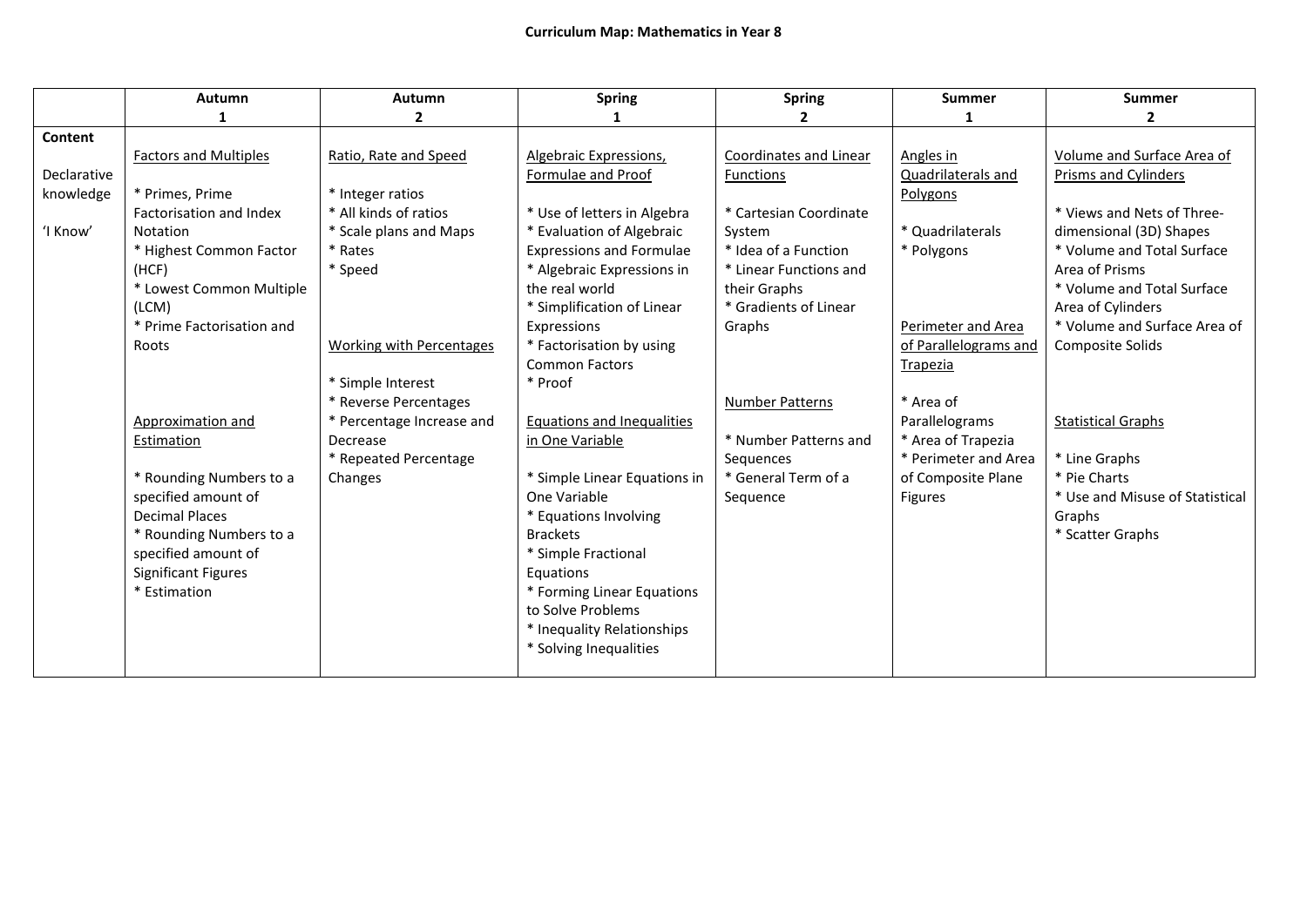# Curriculum Map: Mathematics in Year 8

| | Autumn 1 | Autumn 2 | Spring 1 | Spring 2 | Summer 1 | Summer 2 |
|---|---|---|---|---|---|---|
| **Content**<br><br>Declarative knowledge<br><br>'I Know' | <u>Factors and Multiples</u><br><br>* Primes, Prime Factorisation and Index Notation<br>* Highest Common Factor (HCF)<br>* Lowest Common Multiple (LCM)<br>* Prime Factorisation and Roots<br><br><u>Approximation and Estimation</u><br><br>* Rounding Numbers to a specified amount of Decimal Places<br>* Rounding Numbers to a specified amount of Significant Figures<br>* Estimation | <u>Ratio, Rate and Speed</u><br><br>* Integer ratios<br>* All kinds of ratios<br>* Scale plans and Maps<br>* Rates<br>* Speed<br><br><u>Working with Percentages</u><br><br>* Simple Interest<br>* Reverse Percentages<br>* Percentage Increase and Decrease<br>* Repeated Percentage Changes | <u>Algebraic Expressions, Formulae and Proof</u><br><br>* Use of letters in Algebra<br>* Evaluation of Algebraic Expressions and Formulae<br>* Algebraic Expressions in the real world<br>* Simplification of Linear Expressions<br>* Factorisation by using Common Factors<br>* Proof<br><br><u>Equations and Inequalities in One Variable</u><br><br>* Simple Linear Equations in One Variable<br>* Equations Involving Brackets<br>* Simple Fractional Equations<br>* Forming Linear Equations to Solve Problems<br>* Inequality Relationships<br>* Solving Inequalities | <u>Coordinates and Linear Functions</u><br><br>* Cartesian Coordinate System<br>* Idea of a Function<br>* Linear Functions and their Graphs<br>* Gradients of Linear Graphs<br><br><u>Number Patterns</u><br><br>* Number Patterns and Sequences<br>* General Term of a Sequence | <u>Angles in Quadrilaterals and Polygons</u><br><br>* Quadrilaterals<br>* Polygons<br><br><u>Perimeter and Area of Parallelograms and Trapezia</u><br><br>* Area of Parallelograms<br>* Area of Trapezia<br>* Perimeter and Area of Composite Plane Figures | <u>Volume and Surface Area of Prisms and Cylinders</u><br><br>* Views and Nets of Three-dimensional (3D) Shapes<br>* Volume and Total Surface Area of Prisms<br>* Volume and Total Surface Area of Cylinders<br>* Volume and Surface Area of Composite Solids<br><br><u>Statistical Graphs</u><br><br>* Line Graphs<br>* Pie Charts<br>* Use and Misuse of Statistical Graphs<br>* Scatter Graphs |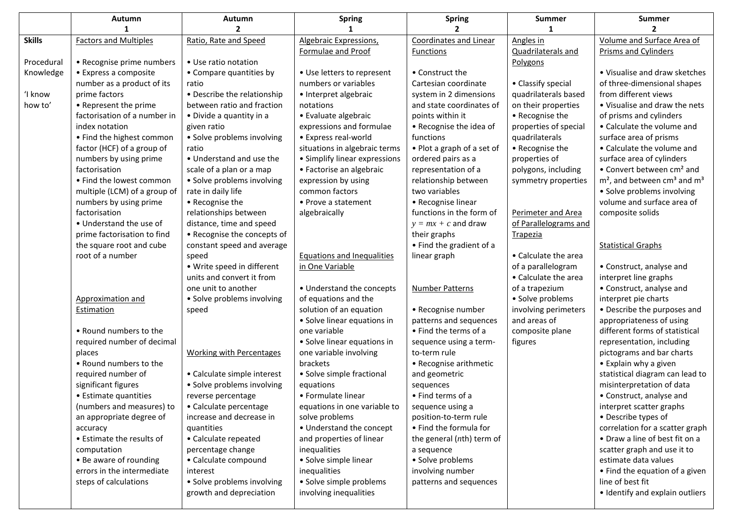| | Autumn 1 | Autumn 2 | Spring 1 | Spring 2 | Summer 1 | Summer 2 |
|---|---|---|---|---|---|---|
| **Skills**<br><br>Procedural Knowledge<br><br>'I know how to' | <u>Factors and Multiples</u><br><br>• Recognise prime numbers<br>• Express a composite number as a product of its prime factors<br>• Represent the prime factorisation of a number in index notation<br>• Find the highest common factor (HCF) of a group of numbers by using prime factorisation<br>• Find the lowest common multiple (LCM) of a group of numbers by using prime factorisation<br>• Understand the use of prime factorisation to find the square root and cube root of a number<br><br><u>Approximation and Estimation</u><br><br>• Round numbers to the required number of decimal places<br>• Round numbers to the required number of significant figures<br>• Estimate quantities (numbers and measures) to an appropriate degree of accuracy<br>• Estimate the results of computation<br>• Be aware of rounding errors in the intermediate steps of calculations | <u>Ratio, Rate and Speed</u><br><br>• Use ratio notation<br>• Compare quantities by ratio<br>• Describe the relationship between ratio and fraction<br>• Divide a quantity in a given ratio<br>• Solve problems involving ratio<br>• Understand and use the scale of a plan or a map<br>• Solve problems involving rate in daily life<br>• Recognise the relationships between distance, time and speed<br>• Recognise the concepts of constant speed and average speed<br>• Write speed in different units and convert it from one unit to another<br>• Solve problems involving speed<br><br><u>Working with Percentages</u><br><br>• Calculate simple interest<br>• Solve problems involving reverse percentage<br>• Calculate percentage increase and decrease in quantities<br>• Calculate repeated percentage change<br>• Calculate compound interest<br>• Solve problems involving growth and depreciation | <u>Algebraic Expressions, Formulae and Proof</u><br><br>• Use letters to represent numbers or variables<br>• Interpret algebraic notations<br>• Evaluate algebraic expressions and formulae<br>• Express real-world situations in algebraic terms<br>• Simplify linear expressions<br>• Factorise an algebraic expression by using common factors<br>• Prove a statement algebraically<br><br><u>Equations and Inequalities in One Variable</u><br><br>• Understand the concepts of equations and the solution of an equation<br>• Solve linear equations in one variable<br>• Solve linear equations in one variable involving brackets<br>• Solve simple fractional equations<br>• Formulate linear equations in one variable to solve problems<br>• Understand the concept and properties of linear inequalities<br>• Solve simple linear inequalities<br>• Solve simple problems involving inequalities | <u>Coordinates and Linear Functions</u><br><br>• Construct the Cartesian coordinate system in 2 dimensions and state coordinates of points within it<br>• Recognise the idea of functions<br>• Plot a graph of a set of ordered pairs as a representation of a relationship between two variables<br>• Recognise linear functions in the form of $y = mx + c$ and draw their graphs<br>• Find the gradient of a linear graph<br><br><u>Number Patterns</u><br><br>• Recognise number patterns and sequences<br>• Find the terms of a sequence using a term-to-term rule<br>• Recognise arithmetic and geometric sequences<br>• Find terms of a sequence using a position-to-term rule<br>• Find the formula for the general ($n$th) term of a sequence<br>• Solve problems involving number patterns and sequences | <u>Angles in Quadrilaterals and Polygons</u><br><br>• Classify special quadrilaterals based on their properties<br>• Recognise the properties of special quadrilaterals<br>• Recognise the properties of polygons, including symmetry properties<br><br><u>Perimeter and Area of Parallelograms and Trapezia</u><br><br>• Calculate the area of a parallelogram<br>• Calculate the area of a trapezium<br>• Solve problems involving perimeters and areas of composite plane figures | <u>Volume and Surface Area of Prisms and Cylinders</u><br><br>• Visualise and draw sketches of three-dimensional shapes from different views<br>• Visualise and draw the nets of prisms and cylinders<br>• Calculate the volume and surface area of prisms<br>• Calculate the volume and surface area of cylinders<br>• Convert between $cm^2$ and $m^2$, and between $cm^3$ and $m^3$<br>• Solve problems involving volume and surface area of composite solids<br><br><u>Statistical Graphs</u><br><br>• Construct, analyse and interpret line graphs<br>• Construct, analyse and interpret pie charts<br>• Describe the purposes and appropriateness of using different forms of statistical representation, including pictograms and bar charts<br>• Explain why a given statistical diagram can lead to misinterpretation of data<br>• Construct, analyse and interpret scatter graphs<br>• Describe types of correlation for a scatter graph<br>• Draw a line of best fit on a scatter graph and use it to estimate data values<br>• Find the equation of a given line of best fit<br>• Identify and explain outliers |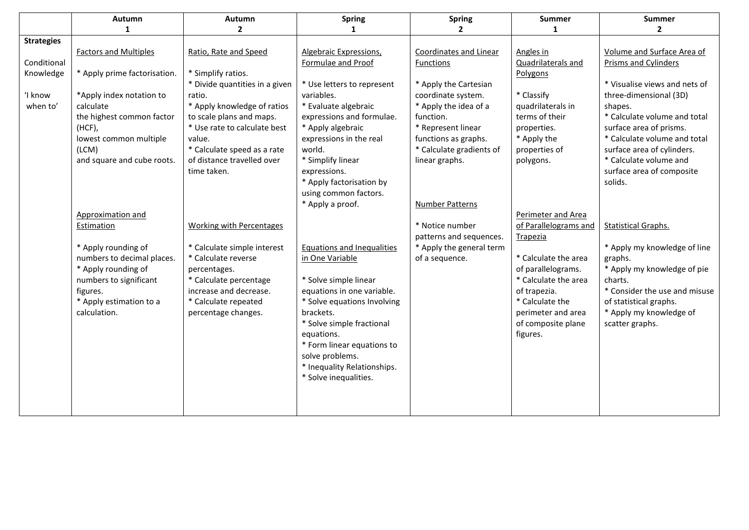| | Autumn 1 | Autumn 2 | Spring 1 | Spring 2 | Summer 1 | Summer 2 |
|---|---|---|---|---|---|---|
| **Strategies**<br><br>Conditional Knowledge<br><br>'I know when to' | Factors and Multiples<br><br>* Apply prime factorisation.<br><br>*Apply index notation to calculate the highest common factor (HCF), lowest common multiple (LCM) and square and cube roots.<br><br>Approximation and Estimation<br><br>* Apply rounding of numbers to decimal places.<br>* Apply rounding of numbers to significant figures.<br>* Apply estimation to a calculation. | Ratio, Rate and Speed<br><br>* Simplify ratios.<br>* Divide quantities in a given ratio.<br>* Apply knowledge of ratios to scale plans and maps.<br>* Use rate to calculate best value.<br>* Calculate speed as a rate of distance travelled over time taken.<br><br>Working with Percentages<br><br>* Calculate simple interest<br>* Calculate reverse percentages.<br>* Calculate percentage increase and decrease.<br>* Calculate repeated percentage changes. | Algebraic Expressions, Formulae and Proof<br><br>* Use letters to represent variables.<br>* Evaluate algebraic expressions and formulae.<br>* Apply algebraic expressions in the real world.<br>* Simplify linear expressions.<br>* Apply factorisation by using common factors.<br>* Apply a proof.<br><br>Equations and Inequalities in One Variable<br><br>* Solve simple linear equations in one variable.<br>* Solve equations Involving brackets.<br>* Solve simple fractional equations.<br>* Form linear equations to solve problems.<br>* Inequality Relationships.<br>* Solve inequalities. | Coordinates and Linear Functions<br><br>* Apply the Cartesian coordinate system.<br>* Apply the idea of a function.<br>* Represent linear functions as graphs.<br>* Calculate gradients of linear graphs.<br><br>Number Patterns<br><br>* Notice number patterns and sequences.<br>* Apply the general term of a sequence. | Angles in Quadrilaterals and Polygons<br><br>* Classify quadrilaterals in terms of their properties.<br>* Apply the properties of polygons.<br><br>Perimeter and Area of Parallelograms and Trapezia<br><br>* Calculate the area of parallelograms.<br>* Calculate the area of trapezia.<br>* Calculate the perimeter and area of composite plane figures. | Volume and Surface Area of Prisms and Cylinders<br><br>* Visualise views and nets of three-dimensional (3D) shapes.<br>* Calculate volume and total surface area of prisms.<br>* Calculate volume and total surface area of cylinders.<br>* Calculate volume and surface area of composite solids.<br><br>Statistical Graphs.<br><br>* Apply my knowledge of line graphs.<br>* Apply my knowledge of pie charts.<br>* Consider the use and misuse of statistical graphs.<br>* Apply my knowledge of scatter graphs. |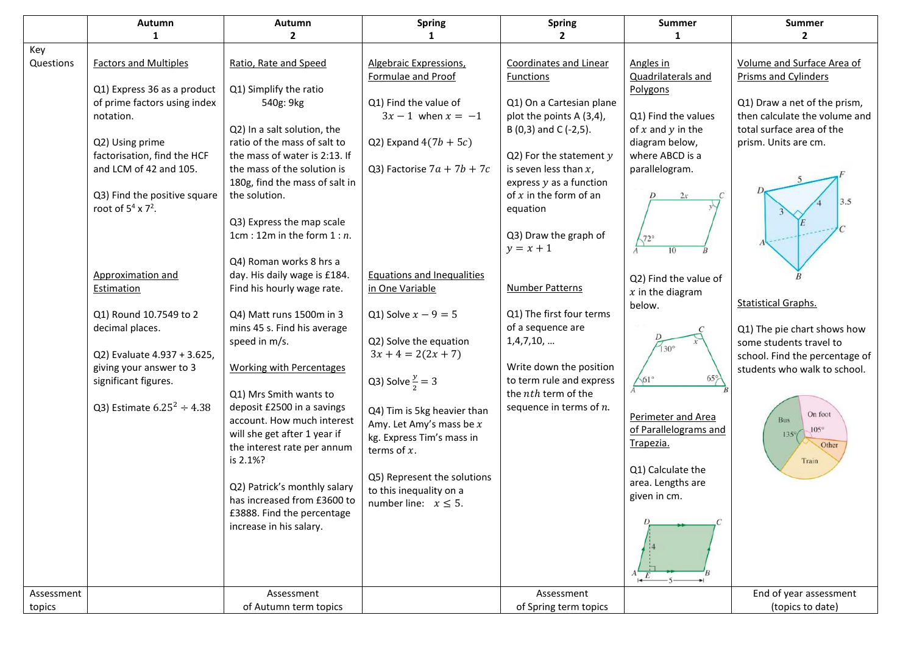|  | Autumn 1 | Autumn 2 | Spring 1 | Spring 2 | Summer 1 | Summer 2 |
|---|---|---|---|---|---|---|
| Key Questions | Factors and Multiples<br><br>Q1) Express 36 as a product of prime factors using index notation.<br><br>Q2) Using prime factorisation, find the HCF and LCM of 42 and 105.<br><br>Q3) Find the positive square root of $5^4 \times 7^2$.<br><br>Approximation and Estimation<br><br>Q1) Round 10.7549 to 2 decimal places.<br><br>Q2) Evaluate 4.937 + 3.625, giving your answer to 3 significant figures.<br><br>Q3) Estimate $6.25^2 \div 4.38$ | Ratio, Rate and Speed<br><br>Q1) Simplify the ratio 540g: 9kg<br><br>Q2) In a salt solution, the ratio of the mass of salt to the mass of water is 2:13. If the mass of the solution is 180g, find the mass of salt in the solution.<br><br>Q3) Express the map scale 1cm : 12m in the form 1 : $n$.<br><br>Q4) Roman works 8 hrs a day. His daily wage is £184. Find his hourly wage rate.<br><br>Q4) Matt runs 1500m in 3 mins 45 s. Find his average speed in m/s.<br><br>Working with Percentages<br><br>Q1) Mrs Smith wants to deposit £2500 in a savings account. How much interest will she get after 1 year if the interest rate per annum is 2.1%?<br><br>Q2) Patrick's monthly salary has increased from £3600 to £3888. Find the percentage increase in his salary. | Algebraic Expressions, Formulae and Proof<br><br>Q1) Find the value of $3x - 1$ when $x = -1$<br><br>Q2) Expand $4(7b + 5c)$<br><br>Q3) Factorise $7a + 7b + 7c$<br><br>Equations and Inequalities in One Variable<br><br>Q1) Solve $x - 9 = 5$<br><br>Q2) Solve the equation $3x + 4 = 2(2x + 7)$<br><br>Q3) Solve $\frac{y}{2} = 3$<br><br>Q4) Tim is 5kg heavier than Amy. Let Amy's mass be $x$ kg. Express Tim's mass in terms of $x$.<br><br>Q5) Represent the solutions to this inequality on a number line: $x \leq 5$. | Coordinates and Linear Functions<br><br>Q1) On a Cartesian plane plot the points A (3,4), B (0,3) and C (-2,5).<br><br>Q2) For the statement $y$ is seven less than $x$, express $y$ as a function of $x$ in the form of an equation<br><br>Q3) Draw the graph of $y = x + 1$<br><br>Number Patterns<br><br>Q1) The first four terms of a sequence are 1,4,7,10, …<br><br>Write down the position to term rule and express the $nth$ term of the sequence in terms of $n$. | Angles in Quadrilaterals and Polygons<br><br>Q1) Find the values of $x$ and $y$ in the diagram below, where ABCD is a parallelogram.<br><br>Q2) Find the value of $x$ in the diagram below.<br><br>Perimeter and Area of Parallelograms and Trapezia.<br><br>Q1) Calculate the area. Lengths are given in cm. | Volume and Surface Area of Prisms and Cylinders<br><br>Q1) Draw a net of the prism, then calculate the volume and total surface area of the prism. Units are cm.<br><br>Statistical Graphs.<br><br>Q1) The pie chart shows how some students travel to school. Find the percentage of students who walk to school. |
| Assessment topics |  | Assessment of Autumn term topics |  | Assessment of Spring term topics |  | End of year assessment (topics to date) |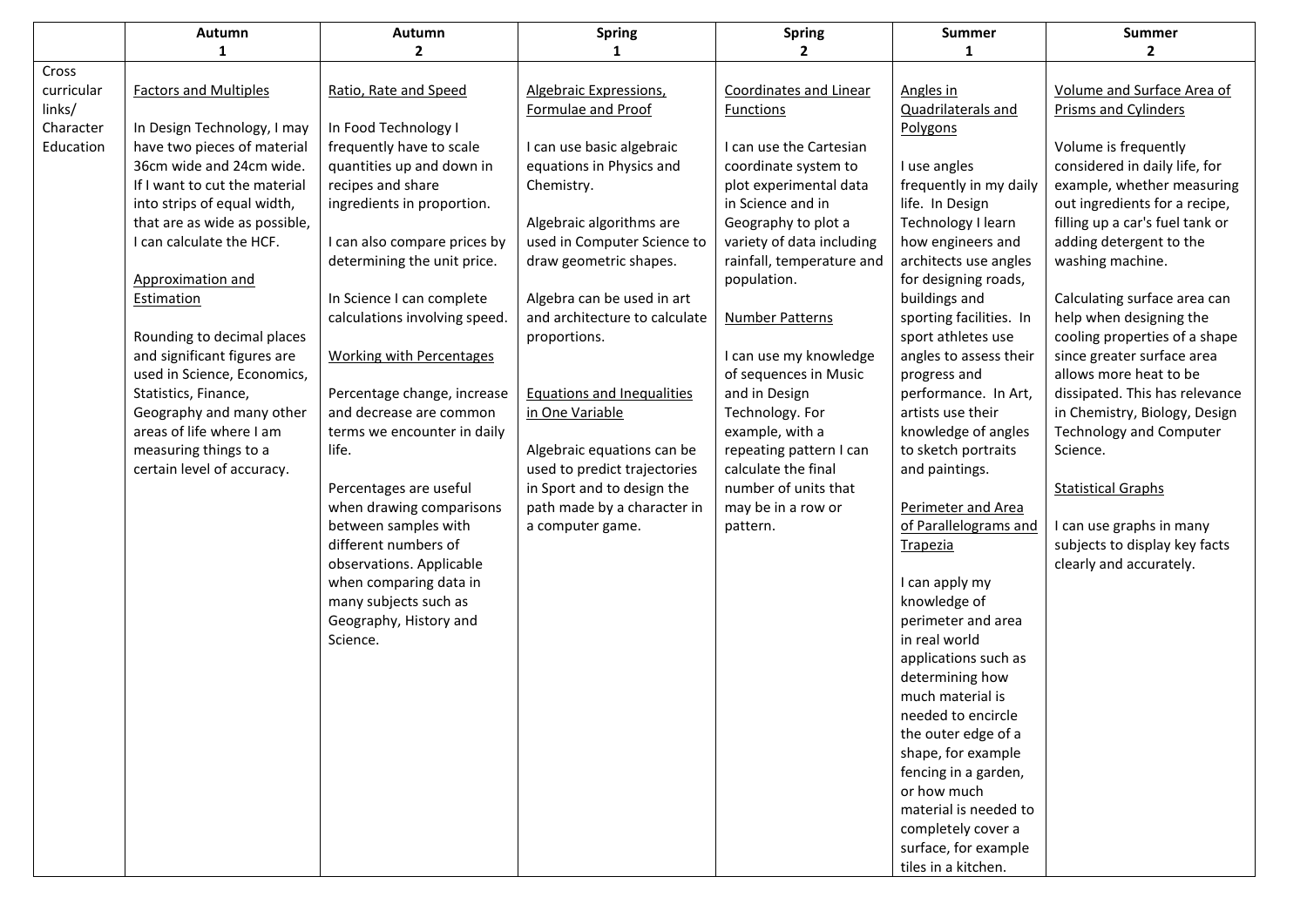| | Autumn 1 | Autumn 2 | Spring 1 | Spring 2 | Summer 1 | Summer 2 |
|---|---|---|---|---|---|---|
| Cross curricular links/ Character Education | <u>Factors and Multiples</u><br><br>In Design Technology, I may have two pieces of material 36cm wide and 24cm wide. If I want to cut the material into strips of equal width, that are as wide as possible, I can calculate the HCF.<br><br><u>Approximation and Estimation</u><br><br>Rounding to decimal places and significant figures are used in Science, Economics, Statistics, Finance, Geography and many other areas of life where I am measuring things to a certain level of accuracy. | <u>Ratio, Rate and Speed</u><br><br>In Food Technology I frequently have to scale quantities up and down in recipes and share ingredients in proportion.<br><br>I can also compare prices by determining the unit price.<br><br>In Science I can complete calculations involving speed.<br><br><u>Working with Percentages</u><br><br>Percentage change, increase and decrease are common terms we encounter in daily life.<br><br>Percentages are useful when drawing comparisons between samples with different numbers of observations. Applicable when comparing data in many subjects such as Geography, History and Science. | <u>Algebraic Expressions, Formulae and Proof</u><br><br>I can use basic algebraic equations in Physics and Chemistry.<br><br>Algebraic algorithms are used in Computer Science to draw geometric shapes.<br><br>Algebra can be used in art and architecture to calculate proportions.<br><br><u>Equations and Inequalities in One Variable</u><br><br>Algebraic equations can be used to predict trajectories in Sport and to design the path made by a character in a computer game. | <u>Coordinates and Linear Functions</u><br><br>I can use the Cartesian coordinate system to plot experimental data in Science and in Geography to plot a variety of data including rainfall, temperature and population.<br><br><u>Number Patterns</u><br><br>I can use my knowledge of sequences in Music and in Design Technology. For example, with a repeating pattern I can calculate the final number of units that may be in a row or pattern. | <u>Angles in Quadrilaterals and Polygons</u><br><br>I use angles frequently in my daily life. In Design Technology I learn how engineers and architects use angles for designing roads, buildings and sporting facilities. In sport athletes use angles to assess their progress and performance. In Art, artists use their knowledge of angles to sketch portraits and paintings.<br><br><u>Perimeter and Area of Parallelograms and Trapezia</u><br><br>I can apply my knowledge of perimeter and area in real world applications such as determining how much material is needed to encircle the outer edge of a shape, for example fencing in a garden, or how much material is needed to completely cover a surface, for example tiles in a kitchen. | <u>Volume and Surface Area of Prisms and Cylinders</u><br><br>Volume is frequently considered in daily life, for example, whether measuring out ingredients for a recipe, filling up a car's fuel tank or adding detergent to the washing machine.<br><br>Calculating surface area can help when designing the cooling properties of a shape since greater surface area allows more heat to be dissipated. This has relevance in Chemistry, Biology, Design Technology and Computer Science.<br><br><u>Statistical Graphs</u><br><br>I can use graphs in many subjects to display key facts clearly and accurately. |